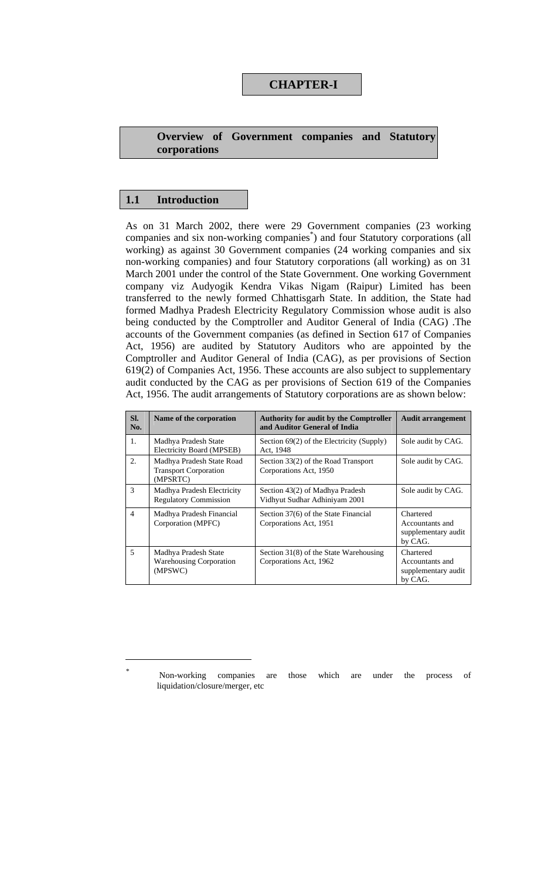# CHAPTER-I

## Overview of Government companies and Statutory corporations

### 1.1 Introduction

As on 31 March 2002, there were 29 Government companies (23 working companies and six non-working companies*) and four Statutory corporations (all working) as against 30 Government companies (24 working companies and six non-working companies) and four Statutory corporations (all working) as on 31 March 2001 under the control of the State Government. One working Government company viz Audyogik Kendra Vikas Nigam (Raipur) Limited has been transferred to the newly formed Chhattisgarh State. In addition, the State had formed Madhya Pradesh Electricity Regulatory Commission whose audit is also being conducted by the Comptroller and Auditor General of India (CAG) .The accounts of the Government companies (as defined in Section 617 of Companies Act, 1956) are audited by Statutory Auditors who are appointed by the Comptroller and Auditor General of India (CAG), as per provisions of Section 619(2) of Companies Act, 1956. These accounts are also subject to supplementary audit conducted by the CAG as per provisions of Section 619 of the Companies Act, 1956. The audit arrangements of Statutory corporations are as shown below:

| Sl. No. | Name of the corporation | Authority for audit by the Comptroller and Auditor General of India | Audit arrangement |
|---|---|---|---|
| 1. | Madhya Pradesh State Electricity Board (MPSEB) | Section 69(2) of the Electricity (Supply) Act, 1948 | Sole audit by CAG. |
| 2. | Madhya Pradesh State Road Transport Corporation (MPSRTC) | Section 33(2) of the Road Transport Corporations Act, 1950 | Sole audit by CAG. |
| 3 | Madhya Pradesh Electricity Regulatory Commission | Section 43(2) of Madhya Pradesh Vidhyut Sudhar Adhiniyam 2001 | Sole audit by CAG. |
| 4 | Madhya Pradesh Financial Corporation (MPFC) | Section 37(6) of the State Financial Corporations Act, 1951 | Chartered Accountants and supplementary audit by CAG. |
| 5 | Madhya Pradesh State Warehousing Corporation (MPSWC) | Section 31(8) of the State Warehousing Corporations Act, 1962 | Chartered Accountants and supplementary audit by CAG. |

---

* Non-working companies are those which are under the process of liquidation/closure/merger, etc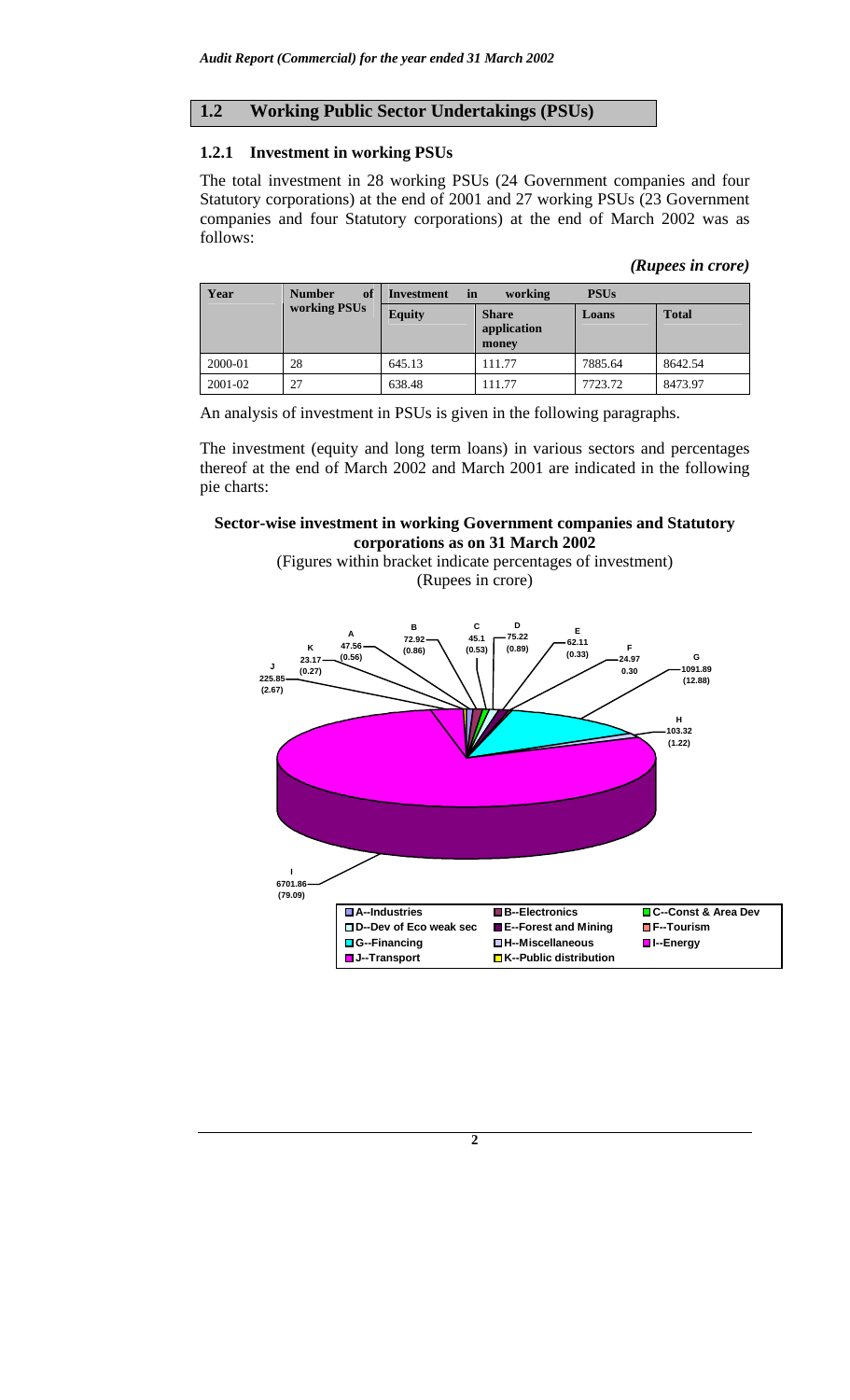## 1.2 Working Public Sector Undertakings (PSUs)

### 1.2.1 Investment in working PSUs

The total investment in 28 working PSUs (24 Government companies and four Statutory corporations) at the end of 2001 and 27 working PSUs (23 Government companies and four Statutory corporations) at the end of March 2002 was as follows:

*(Rupees in crore)*

| Year | Number of working PSUs | Investment in working PSUs | | | |
|---|---|---|---|---|---|
| | | Equity | Share application money | Loans | Total |
| 2000-01 | 28 | 645.13 | 111.77 | 7885.64 | 8642.54 |
| 2001-02 | 27 | 638.48 | 111.77 | 7723.72 | 8473.97 |

An analysis of investment in PSUs is given in the following paragraphs.

The investment (equity and long term loans) in various sectors and percentages thereof at the end of March 2002 and March 2001 are indicated in the following pie charts:

**Sector-wise investment in working Government companies and Statutory corporations as on 31 March 2002**

(Figures within bracket indicate percentages of investment)
(Rupees in crore)

A 47.56 (0.56)
B 72.92 (0.86)
C 45.1 (0.53)
D 75.22 (0.89)
E 62.11 (0.33)
F 24.97 0.30
G 1091.89 (12.88)
H 103.32 (1.22)
I 6701.86 (79.09)
J 225.85 (2.67)
K 23.17 (0.27)

A--Industries | B--Electronics | C--Const & Area Dev | D--Dev of Eco weak sec | E--Forest and Mining | F--Tourism | G--Financing | H--Miscellaneous | I--Energy | J--Transport | K--Public distribution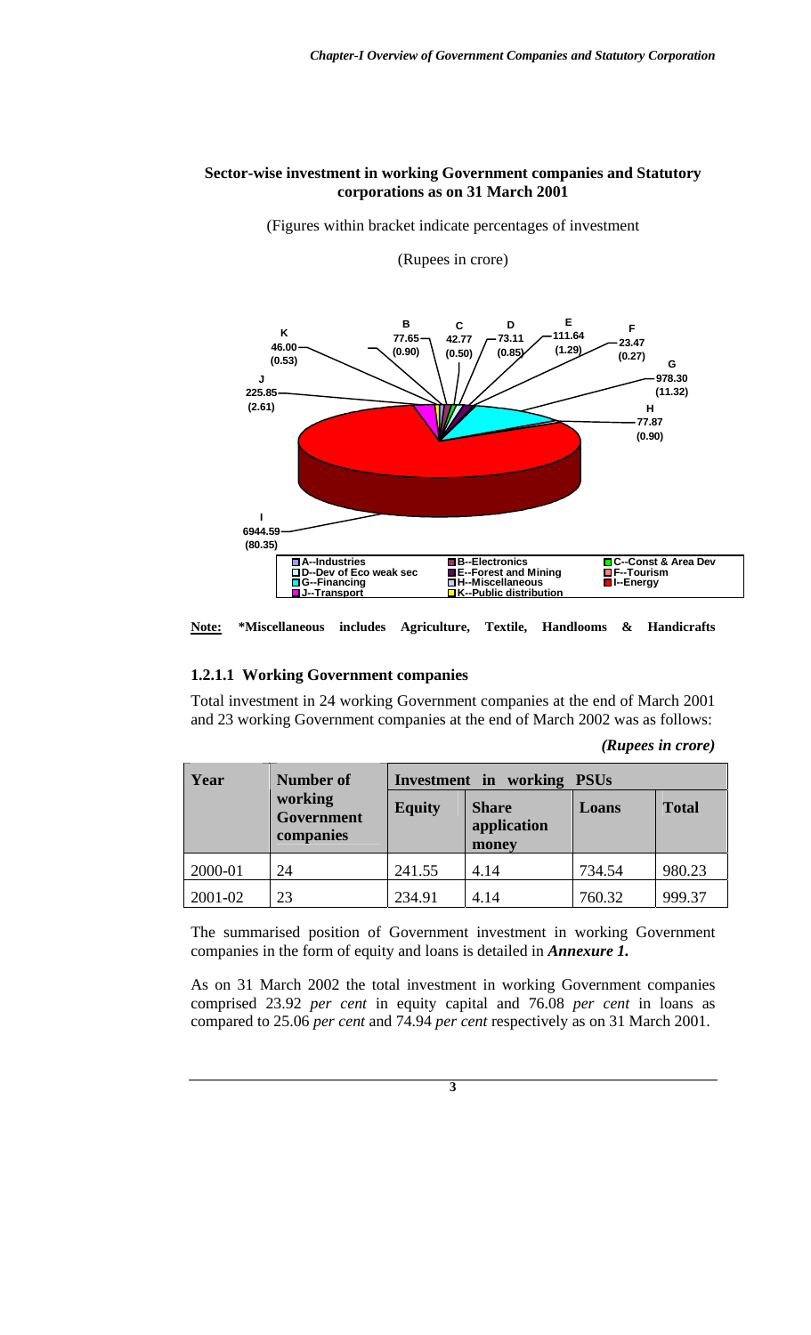**Sector-wise investment in working Government companies and Statutory corporations as on 31 March 2001**

(Figures within bracket indicate percentages of investment

(Rupees in crore)

K 46.00 (0.53)
B 77.65 (0.90)
C 42.77 (0.50)
D 73.11 (0.85)
E 111.64 (1.29)
F 23.47 (0.27)
G 978.30 (11.32)
H 77.87 (0.90)
J 225.85 (2.61)
I 6944.59 (80.35)

A--Industries
B--Electronics
C--Const & Area Dev
D--Dev of Eco weak sec
E--Forest and Mining
F--Tourism
G--Financing
H--Miscellaneous
I--Energy
J--Transport
K--Public distribution

**Note:** **\*Miscellaneous includes Agriculture, Textile, Handlooms & Handicrafts**

### 1.2.1.1 Working Government companies

Total investment in 24 working Government companies at the end of March 2001 and 23 working Government companies at the end of March 2002 was as follows:

***(Rupees in crore)***

| Year | Number of working Government companies | Investment in working PSUs | | | |
|---|---|---|---|---|---|
| | | Equity | Share application money | Loans | Total |
| 2000-01 | 24 | 241.55 | 4.14 | 734.54 | 980.23 |
| 2001-02 | 23 | 234.91 | 4.14 | 760.32 | 999.37 |

The summarised position of Government investment in working Government companies in the form of equity and loans is detailed in ***Annexure 1.***

As on 31 March 2002 the total investment in working Government companies comprised 23.92 *per cent* in equity capital and 76.08 *per cent* in loans as compared to 25.06 *per cent* and 74.94 *per cent* respectively as on 31 March 2001.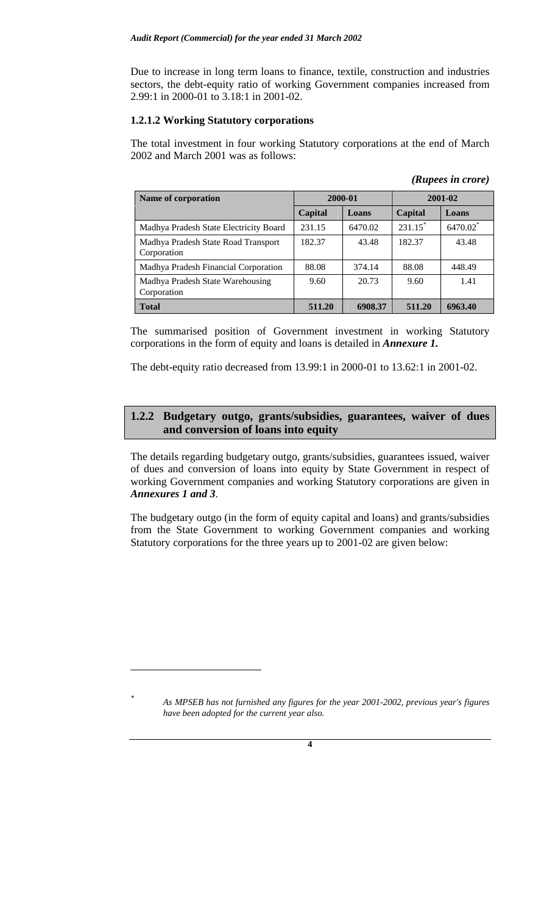Due to increase in long term loans to finance, textile, construction and industries sectors, the debt-equity ratio of working Government companies increased from 2.99:1 in 2000-01 to 3.18:1 in 2001-02.

### 1.2.1.2 Working Statutory corporations

The total investment in four working Statutory corporations at the end of March 2002 and March 2001 was as follows:

*(Rupees in crore)*

| Name of corporation | 2000-01 | | 2001-02 | |
|---|---|---|---|---|
| | Capital | Loans | Capital | Loans |
| Madhya Pradesh State Electricity Board | 231.15 | 6470.02 | 231.15* | 6470.02* |
| Madhya Pradesh State Road Transport Corporation | 182.37 | 43.48 | 182.37 | 43.48 |
| Madhya Pradesh Financial Corporation | 88.08 | 374.14 | 88.08 | 448.49 |
| Madhya Pradesh State Warehousing Corporation | 9.60 | 20.73 | 9.60 | 1.41 |
| **Total** | **511.20** | **6908.37** | **511.20** | **6963.40** |

The summarised position of Government investment in working Statutory corporations in the form of equity and loans is detailed in ***Annexure 1.***

The debt-equity ratio decreased from 13.99:1 in 2000-01 to 13.62:1 in 2001-02.

## 1.2.2 Budgetary outgo, grants/subsidies, guarantees, waiver of dues and conversion of loans into equity

The details regarding budgetary outgo, grants/subsidies, guarantees issued, waiver of dues and conversion of loans into equity by State Government in respect of working Government companies and working Statutory corporations are given in ***Annexures 1 and 3***.

The budgetary outgo (in the form of equity capital and loans) and grants/subsidies from the State Government to working Government companies and working Statutory corporations for the three years up to 2001-02 are given below:

---

\* *As MPSEB has not furnished any figures for the year 2001-2002, previous year's figures have been adopted for the current year also.*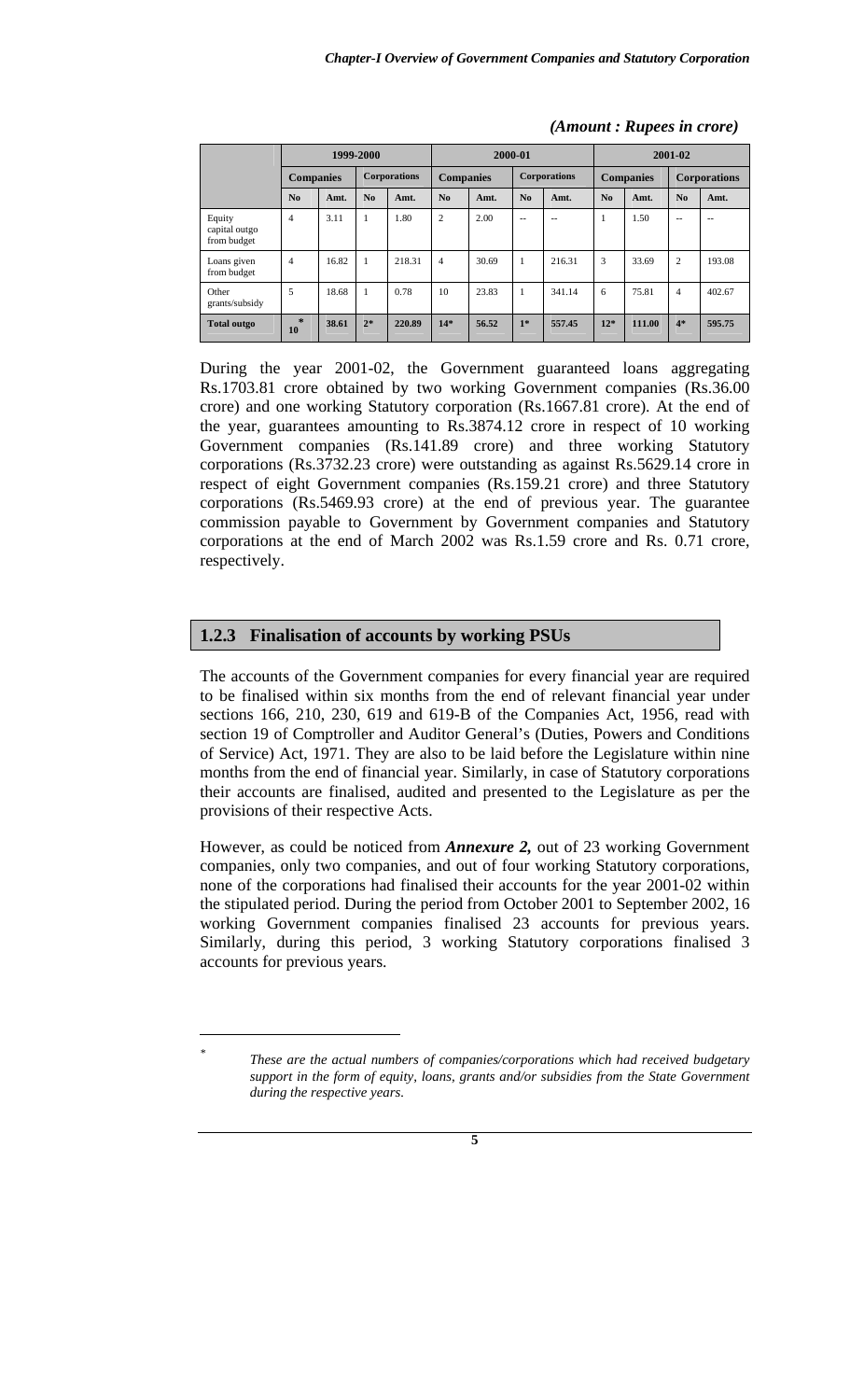*(Amount : Rupees in crore)*

| | 1999-2000 | | | | 2000-01 | | | | 2001-02 | | | |
|---|---|---|---|---|---|---|---|---|---|---|---|---|
| | Companies | | Corporations | | Companies | | Corporations | | Companies | | Corporations | |
| | No | Amt. | No | Amt. | No | Amt. | No | Amt. | No | Amt. | No | Amt. |
| Equity capital outgo from budget | 4 | 3.11 | 1 | 1.80 | 2 | 2.00 | -- | -- | 1 | 1.50 | -- | -- |
| Loans given from budget | 4 | 16.82 | 1 | 218.31 | 4 | 30.69 | 1 | 216.31 | 3 | 33.69 | 2 | 193.08 |
| Other grants/subsidy | 5 | 18.68 | 1 | 0.78 | 10 | 23.83 | 1 | 341.14 | 6 | 75.81 | 4 | 402.67 |
| **Total outgo** | 10* | 38.61 | 2* | 220.89 | 14* | 56.52 | 1* | 557.45 | 12* | 111.00 | 4* | 595.75 |

During the year 2001-02, the Government guaranteed loans aggregating Rs.1703.81 crore obtained by two working Government companies (Rs.36.00 crore) and one working Statutory corporation (Rs.1667.81 crore). At the end of the year, guarantees amounting to Rs.3874.12 crore in respect of 10 working Government companies (Rs.141.89 crore) and three working Statutory corporations (Rs.3732.23 crore) were outstanding as against Rs.5629.14 crore in respect of eight Government companies (Rs.159.21 crore) and three Statutory corporations (Rs.5469.93 crore) at the end of previous year. The guarantee commission payable to Government by Government companies and Statutory corporations at the end of March 2002 was Rs.1.59 crore and Rs. 0.71 crore, respectively.

## 1.2.3 Finalisation of accounts by working PSUs

The accounts of the Government companies for every financial year are required to be finalised within six months from the end of relevant financial year under sections 166, 210, 230, 619 and 619-B of the Companies Act, 1956, read with section 19 of Comptroller and Auditor General's (Duties, Powers and Conditions of Service) Act, 1971. They are also to be laid before the Legislature within nine months from the end of financial year. Similarly, in case of Statutory corporations their accounts are finalised, audited and presented to the Legislature as per the provisions of their respective Acts.

However, as could be noticed from ***Annexure 2,*** out of 23 working Government companies, only two companies, and out of four working Statutory corporations, none of the corporations had finalised their accounts for the year 2001-02 within the stipulated period. During the period from October 2001 to September 2002, 16 working Government companies finalised 23 accounts for previous years. Similarly, during this period, 3 working Statutory corporations finalised 3 accounts for previous years.

---

\* *These are the actual numbers of companies/corporations which had received budgetary support in the form of equity, loans, grants and/or subsidies from the State Government during the respective years.*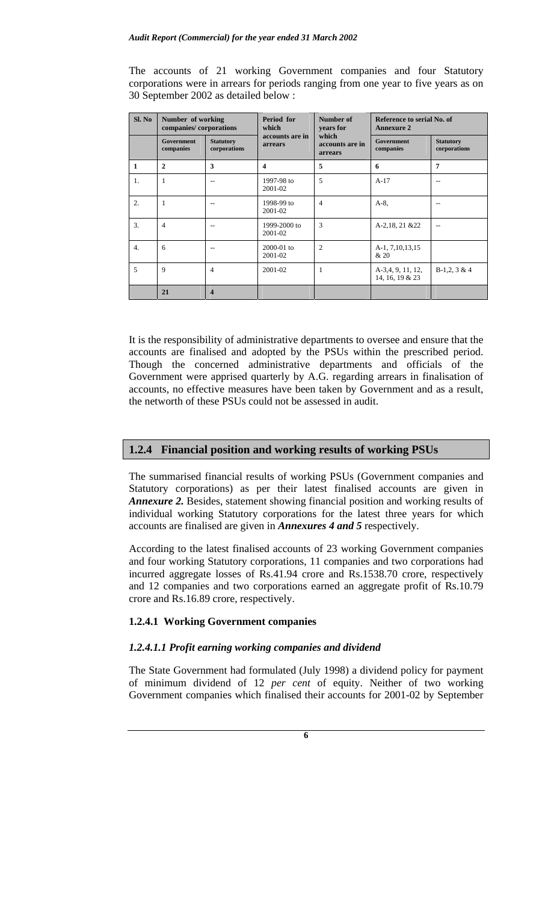The accounts of 21 working Government companies and four Statutory corporations were in arrears for periods ranging from one year to five years as on 30 September 2002 as detailed below :

| Sl. No | Number of working companies/ corporations | | Period for which accounts are in arrears | Number of years for which accounts are in arrears | Reference to serial No. of Annexure 2 | |
|---|---|---|---|---|---|---|
| | Government companies | Statutory corporations | | | Government companies | Statutory corporations |
| 1 | 2 | 3 | 4 | 5 | 6 | 7 |
| 1. | 1 | -- | 1997-98 to 2001-02 | 5 | A-17 | -- |
| 2. | 1 | -- | 1998-99 to 2001-02 | 4 | A-8, | -- |
| 3. | 4 | -- | 1999-2000 to 2001-02 | 3 | A-2,18, 21 &22 | -- |
| 4. | 6 | -- | 2000-01 to 2001-02 | 2 | A-1, 7,10,13,15 & 20 | |
| 5 | 9 | 4 | 2001-02 | 1 | A-3,4, 9, 11, 12, 14, 16, 19 & 23 | B-1,2, 3 & 4 |
| | **21** | **4** | | | | |

It is the responsibility of administrative departments to oversee and ensure that the accounts are finalised and adopted by the PSUs within the prescribed period. Though the concerned administrative departments and officials of the Government were apprised quarterly by A.G. regarding arrears in finalisation of accounts, no effective measures have been taken by Government and as a result, the networth of these PSUs could not be assessed in audit.

## 1.2.4 Financial position and working results of working PSUs

The summarised financial results of working PSUs (Government companies and Statutory corporations) as per their latest finalised accounts are given in ***Annexure 2.*** Besides, statement showing financial position and working results of individual working Statutory corporations for the latest three years for which accounts are finalised are given in ***Annexures 4 and 5*** respectively.

According to the latest finalised accounts of 23 working Government companies and four working Statutory corporations, 11 companies and two corporations had incurred aggregate losses of Rs.41.94 crore and Rs.1538.70 crore, respectively and 12 companies and two corporations earned an aggregate profit of Rs.10.79 crore and Rs.16.89 crore, respectively.

### 1.2.4.1 Working Government companies

#### *1.2.4.1.1 Profit earning working companies and dividend*

The State Government had formulated (July 1998) a dividend policy for payment of minimum dividend of 12 *per cent* of equity. Neither of two working Government companies which finalised their accounts for 2001-02 by September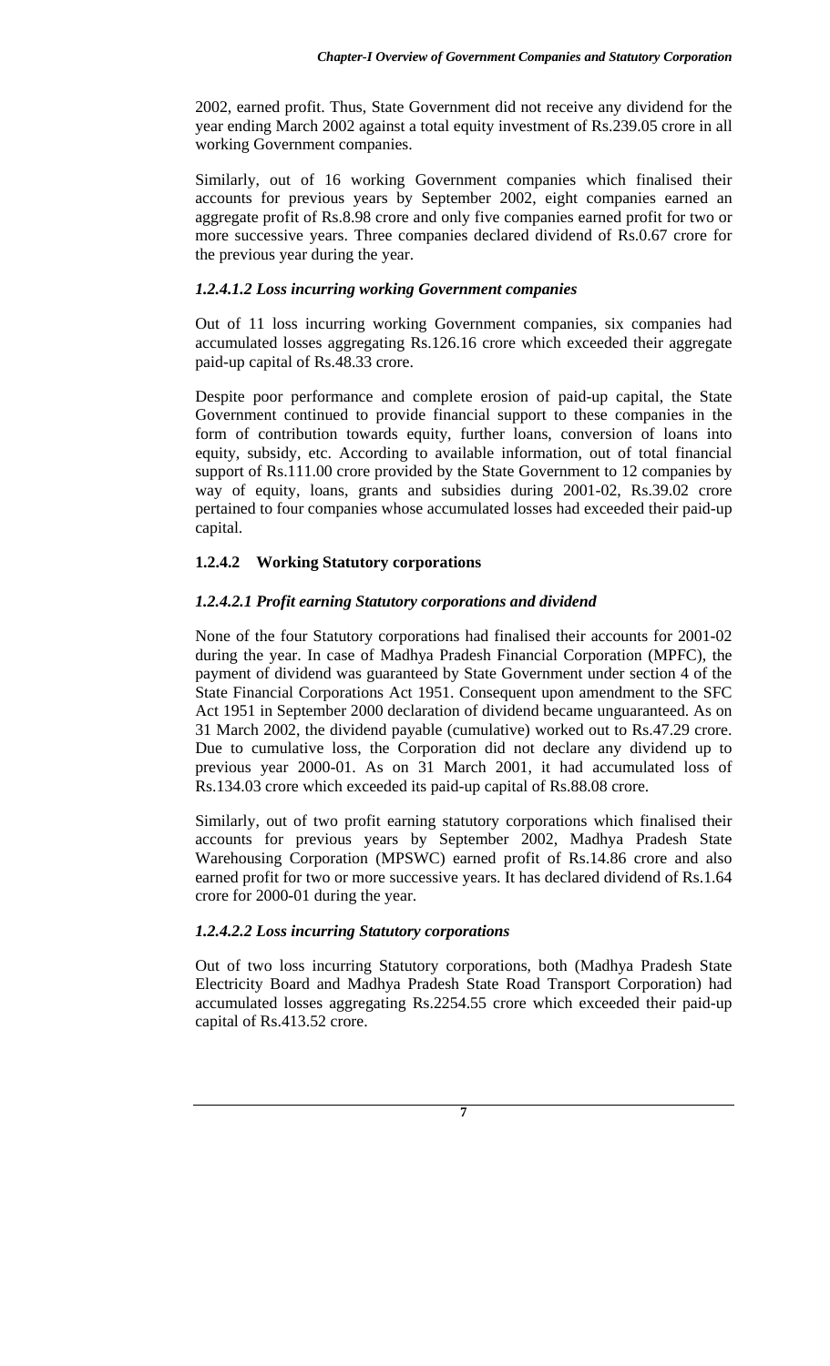2002, earned profit. Thus, State Government did not receive any dividend for the year ending March 2002 against a total equity investment of Rs.239.05 crore in all working Government companies.

Similarly, out of 16 working Government companies which finalised their accounts for previous years by September 2002, eight companies earned an aggregate profit of Rs.8.98 crore and only five companies earned profit for two or more successive years. Three companies declared dividend of Rs.0.67 crore for the previous year during the year.

#### *1.2.4.1.2 Loss incurring working Government companies*

Out of 11 loss incurring working Government companies, six companies had accumulated losses aggregating Rs.126.16 crore which exceeded their aggregate paid-up capital of Rs.48.33 crore.

Despite poor performance and complete erosion of paid-up capital, the State Government continued to provide financial support to these companies in the form of contribution towards equity, further loans, conversion of loans into equity, subsidy, etc. According to available information, out of total financial support of Rs.111.00 crore provided by the State Government to 12 companies by way of equity, loans, grants and subsidies during 2001-02, Rs.39.02 crore pertained to four companies whose accumulated losses had exceeded their paid-up capital.

### 1.2.4.2 Working Statutory corporations

#### *1.2.4.2.1 Profit earning Statutory corporations and dividend*

None of the four Statutory corporations had finalised their accounts for 2001-02 during the year. In case of Madhya Pradesh Financial Corporation (MPFC), the payment of dividend was guaranteed by State Government under section 4 of the State Financial Corporations Act 1951. Consequent upon amendment to the SFC Act 1951 in September 2000 declaration of dividend became unguaranteed. As on 31 March 2002, the dividend payable (cumulative) worked out to Rs.47.29 crore. Due to cumulative loss, the Corporation did not declare any dividend up to previous year 2000-01. As on 31 March 2001, it had accumulated loss of Rs.134.03 crore which exceeded its paid-up capital of Rs.88.08 crore.

Similarly, out of two profit earning statutory corporations which finalised their accounts for previous years by September 2002, Madhya Pradesh State Warehousing Corporation (MPSWC) earned profit of Rs.14.86 crore and also earned profit for two or more successive years. It has declared dividend of Rs.1.64 crore for 2000-01 during the year.

#### *1.2.4.2.2 Loss incurring Statutory corporations*

Out of two loss incurring Statutory corporations, both (Madhya Pradesh State Electricity Board and Madhya Pradesh State Road Transport Corporation) had accumulated losses aggregating Rs.2254.55 crore which exceeded their paid-up capital of Rs.413.52 crore.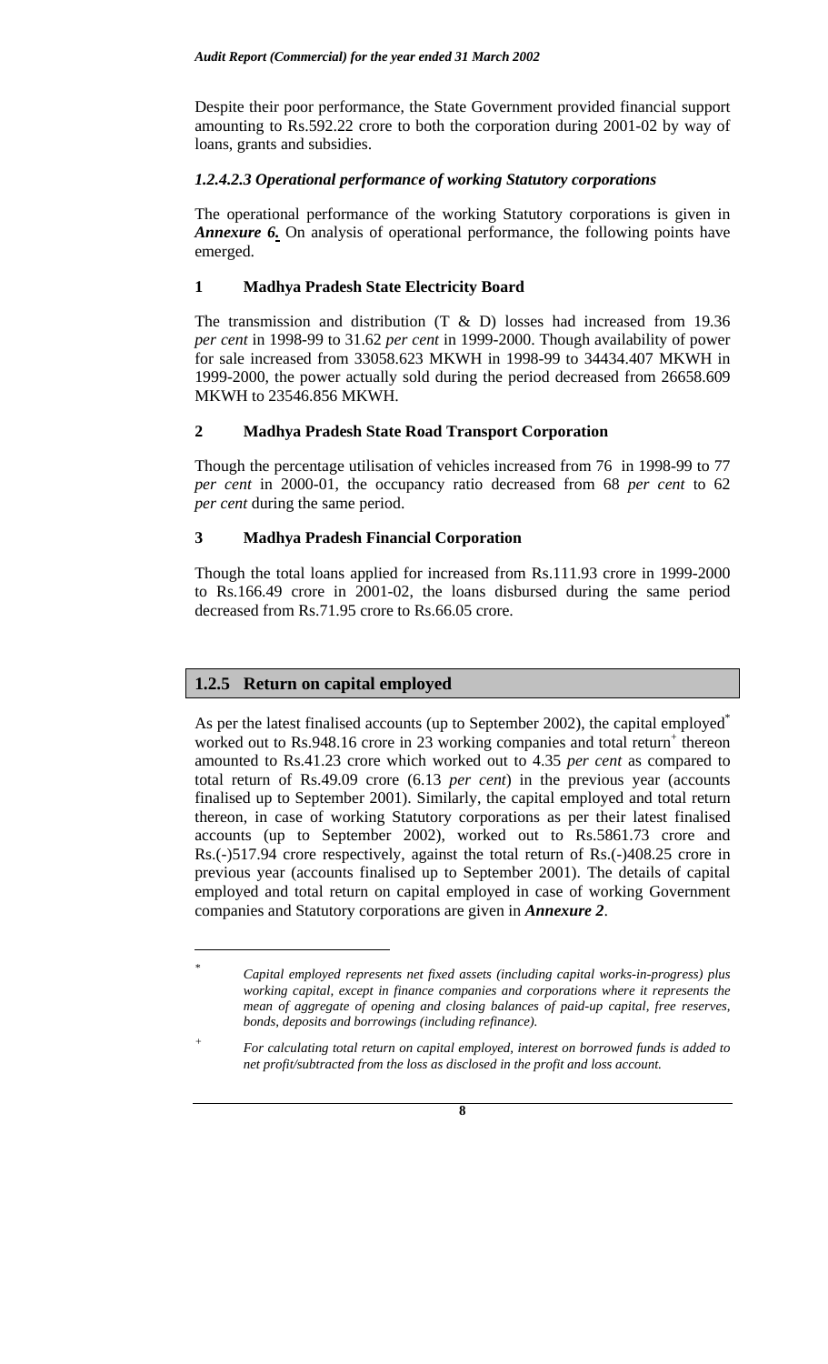Despite their poor performance, the State Government provided financial support amounting to Rs.592.22 crore to both the corporation during 2001-02 by way of loans, grants and subsidies.

#### *1.2.4.2.3 Operational performance of working Statutory corporations*

The operational performance of the working Statutory corporations is given in ***Annexure 6.*** On analysis of operational performance, the following points have emerged.

#### 1 Madhya Pradesh State Electricity Board

The transmission and distribution (T & D) losses had increased from 19.36 *per cent* in 1998-99 to 31.62 *per cent* in 1999-2000. Though availability of power for sale increased from 33058.623 MKWH in 1998-99 to 34434.407 MKWH in 1999-2000, the power actually sold during the period decreased from 26658.609 MKWH to 23546.856 MKWH.

#### 2 Madhya Pradesh State Road Transport Corporation

Though the percentage utilisation of vehicles increased from 76 in 1998-99 to 77 *per cent* in 2000-01, the occupancy ratio decreased from 68 *per cent* to 62 *per cent* during the same period.

#### 3 Madhya Pradesh Financial Corporation

Though the total loans applied for increased from Rs.111.93 crore in 1999-2000 to Rs.166.49 crore in 2001-02, the loans disbursed during the same period decreased from Rs.71.95 crore to Rs.66.05 crore.

## 1.2.5 Return on capital employed

As per the latest finalised accounts (up to September 2002), the capital employed* worked out to Rs.948.16 crore in 23 working companies and total return+ thereon amounted to Rs.41.23 crore which worked out to 4.35 *per cent* as compared to total return of Rs.49.09 crore (6.13 *per cent*) in the previous year (accounts finalised up to September 2001). Similarly, the capital employed and total return thereon, in case of working Statutory corporations as per their latest finalised accounts (up to September 2002), worked out to Rs.5861.73 crore and Rs.(-)517.94 crore respectively, against the total return of Rs.(-)408.25 crore in previous year (accounts finalised up to September 2001). The details of capital employed and total return on capital employed in case of working Government companies and Statutory corporations are given in ***Annexure 2***.

---

\* *Capital employed represents net fixed assets (including capital works-in-progress) plus working capital, except in finance companies and corporations where it represents the mean of aggregate of opening and closing balances of paid-up capital, free reserves, bonds, deposits and borrowings (including refinance).*

+ *For calculating total return on capital employed, interest on borrowed funds is added to net profit/subtracted from the loss as disclosed in the profit and loss account.*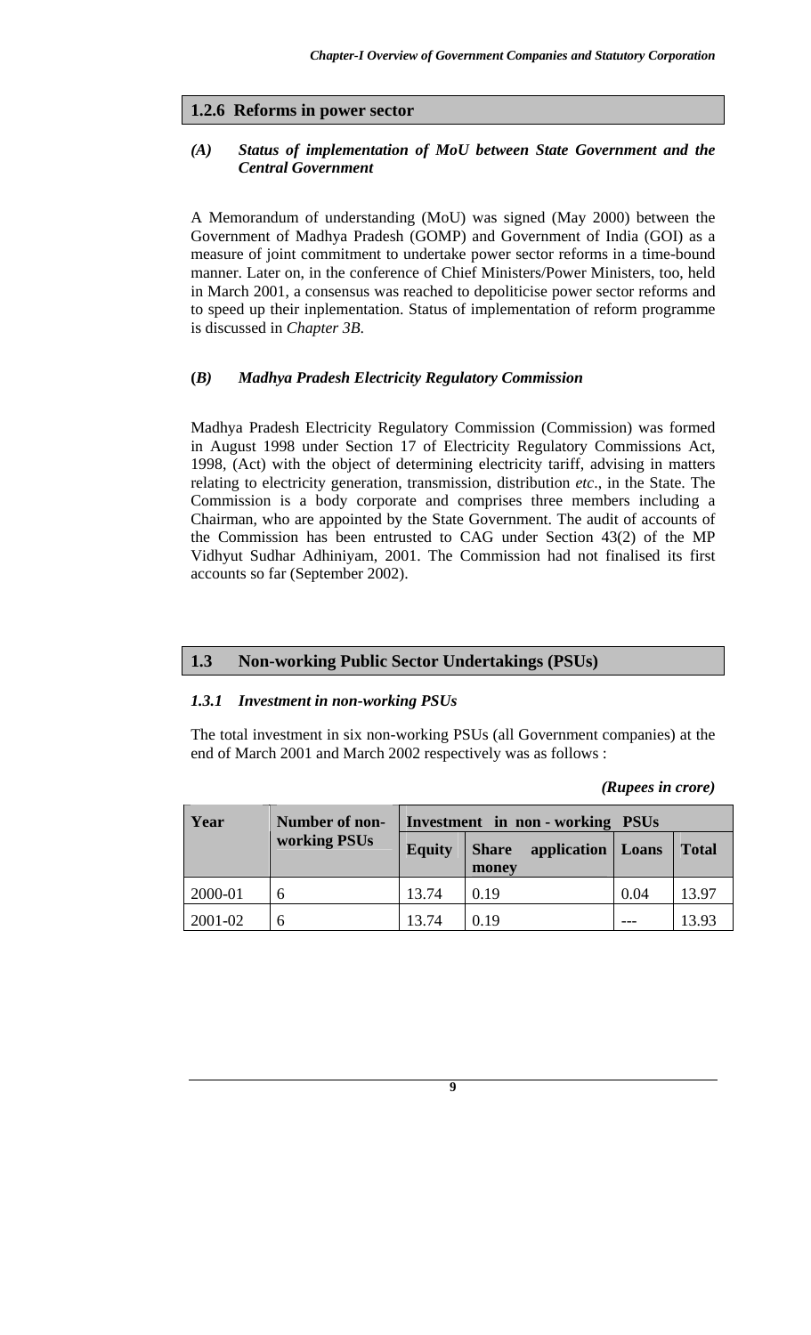## 1.2.6 Reforms in power sector

### *(A) Status of implementation of MoU between State Government and the Central Government*

A Memorandum of understanding (MoU) was signed (May 2000) between the Government of Madhya Pradesh (GOMP) and Government of India (GOI) as a measure of joint commitment to undertake power sector reforms in a time-bound manner. Later on, in the conference of Chief Ministers/Power Ministers, too, held in March 2001, a consensus was reached to depoliticise power sector reforms and to speed up their inplementation. Status of implementation of reform programme is discussed in *Chapter 3B*.

### *(B) Madhya Pradesh Electricity Regulatory Commission*

Madhya Pradesh Electricity Regulatory Commission (Commission) was formed in August 1998 under Section 17 of Electricity Regulatory Commissions Act, 1998, (Act) with the object of determining electricity tariff, advising in matters relating to electricity generation, transmission, distribution *etc*., in the State. The Commission is a body corporate and comprises three members including a Chairman, who are appointed by the State Government. The audit of accounts of the Commission has been entrusted to CAG under Section 43(2) of the MP Vidhyut Sudhar Adhiniyam, 2001. The Commission had not finalised its first accounts so far (September 2002).

## 1.3 Non-working Public Sector Undertakings (PSUs)

### *1.3.1 Investment in non-working PSUs*

The total investment in six non-working PSUs (all Government companies) at the end of March 2001 and March 2002 respectively was as follows :

***(Rupees in crore)***

| Year | Number of non-working PSUs | Investment in non - working PSUs | | | |
|---|---|---|---|---|---|
| | | Equity | Share application money | Loans | Total |
| 2000-01 | 6 | 13.74 | 0.19 | 0.04 | 13.97 |
| 2001-02 | 6 | 13.74 | 0.19 | --- | 13.93 |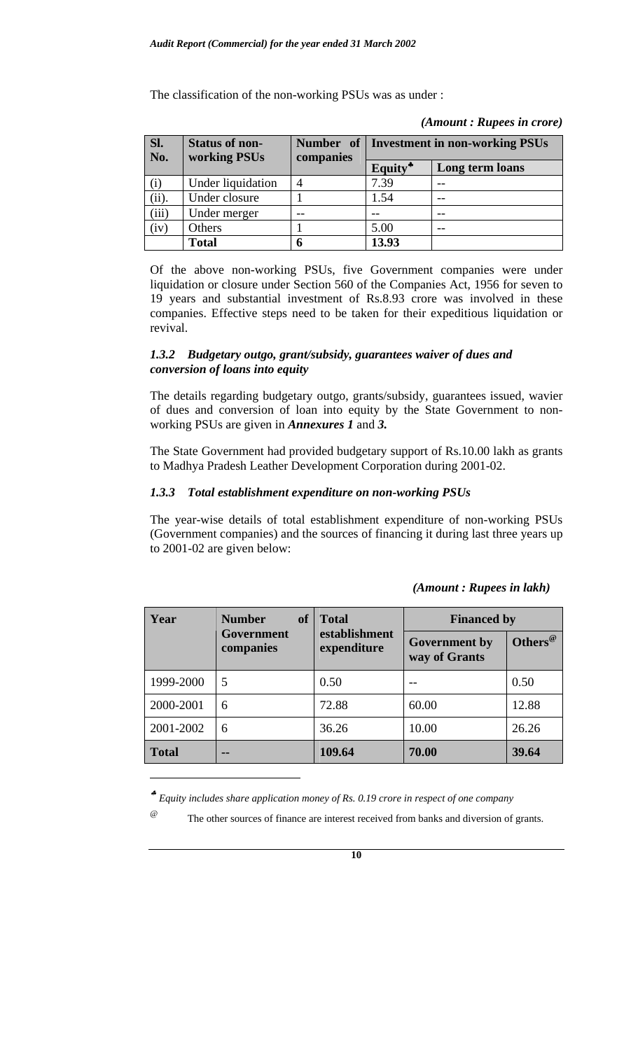The classification of the non-working PSUs was as under :

*(Amount : Rupees in crore)*

| Sl. No. | Status of non-working PSUs | Number of companies | Investment in non-working PSUs | |
|---|---|---|---|---|
| | | | Equity♣ | Long term loans |
| (i) | Under liquidation | 4 | 7.39 | -- |
| (ii). | Under closure | 1 | 1.54 | -- |
| (iii) | Under merger | -- | -- | -- |
| (iv) | Others | 1 | 5.00 | -- |
| | **Total** | **6** | **13.93** | |

Of the above non-working PSUs, five Government companies were under liquidation or closure under Section 560 of the Companies Act, 1956 for seven to 19 years and substantial investment of Rs.8.93 crore was involved in these companies. Effective steps need to be taken for their expeditious liquidation or revival.

### *1.3.2 Budgetary outgo, grant/subsidy, guarantees waiver of dues and conversion of loans into equity*

The details regarding budgetary outgo, grants/subsidy, guarantees issued, wavier of dues and conversion of loan into equity by the State Government to non-working PSUs are given in ***Annexures 1*** and ***3.***

The State Government had provided budgetary support of Rs.10.00 lakh as grants to Madhya Pradesh Leather Development Corporation during 2001-02.

### *1.3.3 Total establishment expenditure on non-working PSUs*

The year-wise details of total establishment expenditure of non-working PSUs (Government companies) and the sources of financing it during last three years up to 2001-02 are given below:

*(Amount : Rupees in lakh)*

| Year | Number of Government companies | Total establishment expenditure | Financed by | |
|---|---|---|---|---|
| | | | Government by way of Grants | Others@ |
| 1999-2000 | 5 | 0.50 | -- | 0.50 |
| 2000-2001 | 6 | 72.88 | 60.00 | 12.88 |
| 2001-2002 | 6 | 36.26 | 10.00 | 26.26 |
| **Total** | **--** | **109.64** | **70.00** | **39.64** |

♣ *Equity includes share application money of Rs. 0.19 crore in respect of one company*

@ The other sources of finance are interest received from banks and diversion of grants.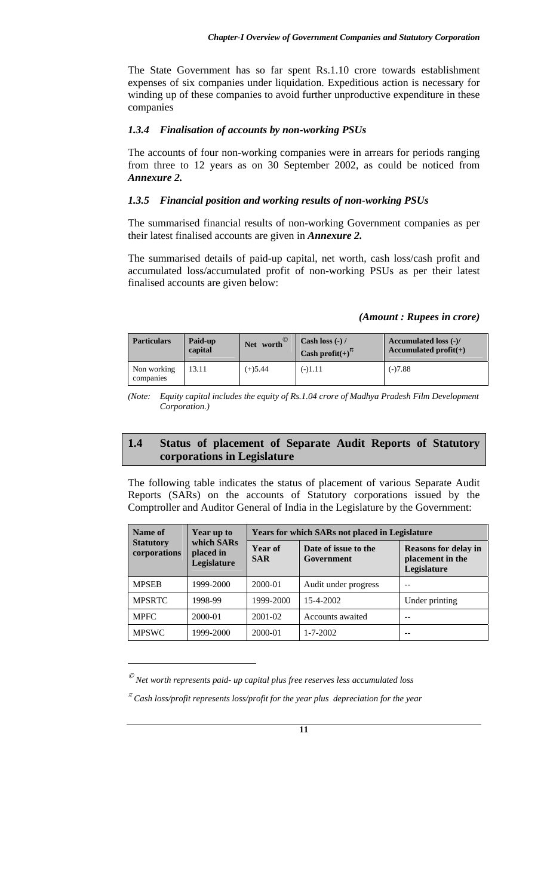The State Government has so far spent Rs.1.10 crore towards establishment expenses of six companies under liquidation. Expeditious action is necessary for winding up of these companies to avoid further unproductive expenditure in these companies

### *1.3.4 Finalisation of accounts by non-working PSUs*

The accounts of four non-working companies were in arrears for periods ranging from three to 12 years as on 30 September 2002, as could be noticed from ***Annexure 2.***

### *1.3.5 Financial position and working results of non-working PSUs*

The summarised financial results of non-working Government companies as per their latest finalised accounts are given in ***Annexure 2.***

The summarised details of paid-up capital, net worth, cash loss/cash profit and accumulated loss/accumulated profit of non-working PSUs as per their latest finalised accounts are given below:

***(Amount : Rupees in crore)***

| Particulars | Paid-up capital | Net worth© | Cash loss (-) / Cash profit(+)π | Accumulated loss (-)/ Accumulated profit(+) |
|---|---|---|---|---|
| Non working companies | 13.11 | (+)5.44 | (-)1.11 | (-)7.88 |

*(Note: Equity capital includes the equity of Rs.1.04 crore of Madhya Pradesh Film Development Corporation.)*

## 1.4 Status of placement of Separate Audit Reports of Statutory corporations in Legislature

The following table indicates the status of placement of various Separate Audit Reports (SARs) on the accounts of Statutory corporations issued by the Comptroller and Auditor General of India in the Legislature by the Government:

| Name of Statutory corporations | Year up to which SARs placed in Legislature | Years for which SARs not placed in Legislature | | |
|---|---|---|---|---|
| | | Year of SAR | Date of issue to the Government | Reasons for delay in placement in the Legislature |
| MPSEB | 1999-2000 | 2000-01 | Audit under progress | -- |
| MPSRTC | 1998-99 | 1999-2000 | 15-4-2002 | Under printing |
| MPFC | 2000-01 | 2001-02 | Accounts awaited | -- |
| MPSWC | 1999-2000 | 2000-01 | 1-7-2002 | -- |

---

© *Net worth represents paid- up capital plus free reserves less accumulated loss*

π *Cash loss/profit represents loss/profit for the year plus depreciation for the year*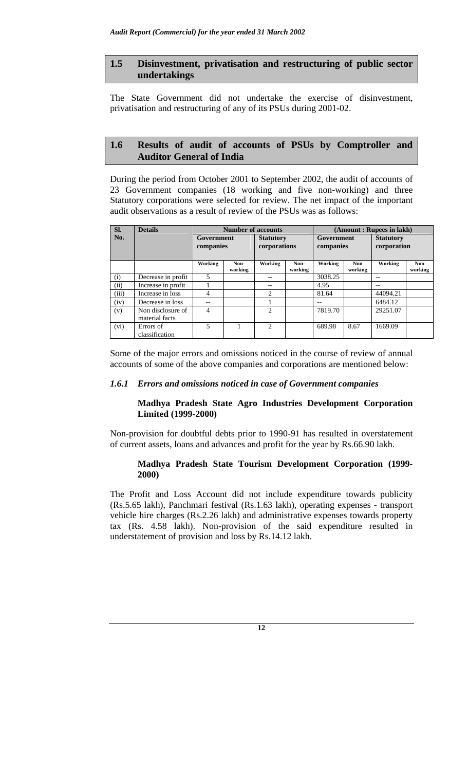## 1.5 Disinvestment, privatisation and restructuring of public sector undertakings

The State Government did not undertake the exercise of disinvestment, privatisation and restructuring of any of its PSUs during 2001-02.

## 1.6 Results of audit of accounts of PSUs by Comptroller and Auditor General of India

During the period from October 2001 to September 2002, the audit of accounts of 23 Government companies (18 working and five non-working) and three Statutory corporations were selected for review. The net impact of the important audit observations as a result of review of the PSUs was as follows:

| Sl. No. | Details | Number of accounts | | | | (Amount : Rupees in lakh) | | | |
|---|---|---|---|---|---|---|---|---|---|
| | | Government companies | | Statutory corporations | | Government companies | | Statutory corporation | |
| | | Working | Non-working | Working | Non-working | Working | Non working | Working | Non working |
| (i) | Decrease in profit | 5 | | -- | | 3038.25 | | -- | |
| (ii) | Increase in profit | 1 | | -- | | 4.95 | | -- | |
| (iii) | Increase in loss | 4 | | 2 | | 81.64 | | 44094.21 | |
| (iv) | Decrease in loss | -- | | 1 | | -- | | 6484.12 | |
| (v) | Non disclosure of material facts | 4 | | 2 | | 7819.70 | | 29251.07 | |
| (vi) | Errors of classification | 5 | 1 | 2 | | 689.98 | 8.67 | 1669.09 | |

Some of the major errors and omissions noticed in the course of review of annual accounts of some of the above companies and corporations are mentioned below:

### *1.6.1 Errors and omissions noticed in case of Government companies*

**Madhya Pradesh State Agro Industries Development Corporation Limited (1999-2000)**

Non-provision for doubtful debts prior to 1990-91 has resulted in overstatement of current assets, loans and advances and profit for the year by Rs.66.90 lakh.

**Madhya Pradesh State Tourism Development Corporation (1999-2000)**

The Profit and Loss Account did not include expenditure towards publicity (Rs.5.65 lakh), Panchmari festival (Rs.1.63 lakh), operating expenses - transport vehicle hire charges (Rs.2.26 lakh) and administrative expenses towards property tax (Rs. 4.58 lakh). Non-provision of the said expenditure resulted in understatement of provision and loss by Rs.14.12 lakh.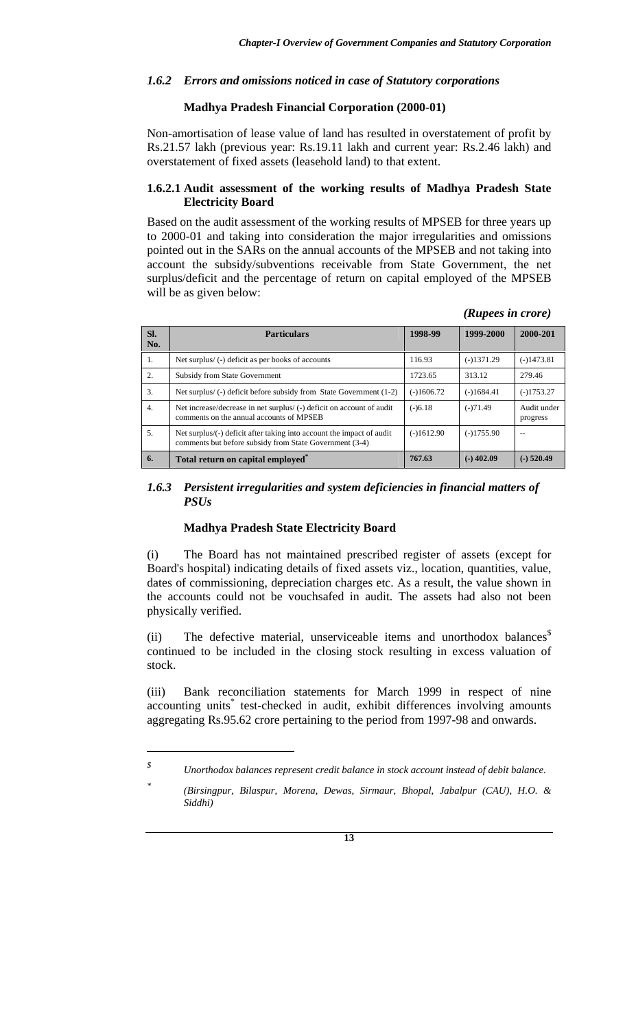### *1.6.2 Errors and omissions noticed in case of Statutory corporations*

**Madhya Pradesh Financial Corporation (2000-01)**

Non-amortisation of lease value of land has resulted in overstatement of profit by Rs.21.57 lakh (previous year: Rs.19.11 lakh and current year: Rs.2.46 lakh) and overstatement of fixed assets (leasehold land) to that extent.

#### 1.6.2.1 Audit assessment of the working results of Madhya Pradesh State Electricity Board

Based on the audit assessment of the working results of MPSEB for three years up to 2000-01 and taking into consideration the major irregularities and omissions pointed out in the SARs on the annual accounts of the MPSEB and not taking into account the subsidy/subventions receivable from State Government, the net surplus/deficit and the percentage of return on capital employed of the MPSEB will be as given below:

*(Rupees in crore)*

| Sl. No. | Particulars | 1998-99 | 1999-2000 | 2000-201 |
|---|---|---|---|---|
| 1. | Net surplus/ (-) deficit as per books of accounts | 116.93 | (-)1371.29 | (-)1473.81 |
| 2. | Subsidy from State Government | 1723.65 | 313.12 | 279.46 |
| 3. | Net surplus/ (-) deficit before subsidy from State Government (1-2) | (-)1606.72 | (-)1684.41 | (-)1753.27 |
| 4. | Net increase/decrease in net surplus/ (-) deficit on account of audit comments on the annual accounts of MPSEB | (-)6.18 | (-)71.49 | Audit under progress |
| 5. | Net surplus/(-) deficit after taking into account the impact of audit comments but before subsidy from State Government (3-4) | (-)1612.90 | (-)1755.90 | -- |
| **6.** | **Total return on capital employed*** | **767.63** | **(-) 402.09** | **(-) 520.49** |

### *1.6.3 Persistent irregularities and system deficiencies in financial matters of PSUs*

**Madhya Pradesh State Electricity Board**

(i) The Board has not maintained prescribed register of assets (except for Board's hospital) indicating details of fixed assets viz., location, quantities, value, dates of commissioning, depreciation charges etc. As a result, the value shown in the accounts could not be vouchsafed in audit. The assets had also not been physically verified.

(ii) The defective material, unserviceable items and unorthodox balances[$] continued to be included in the closing stock resulting in excess valuation of stock.

(iii) Bank reconciliation statements for March 1999 in respect of nine accounting units[*] test-checked in audit, exhibit differences involving amounts aggregating Rs.95.62 crore pertaining to the period from 1997-98 and onwards.

---

[$] *Unorthodox balances represent credit balance in stock account instead of debit balance.*

[*] *(Birsingpur, Bilaspur, Morena, Dewas, Sirmaur, Bhopal, Jabalpur (CAU), H.O. & Siddhi)*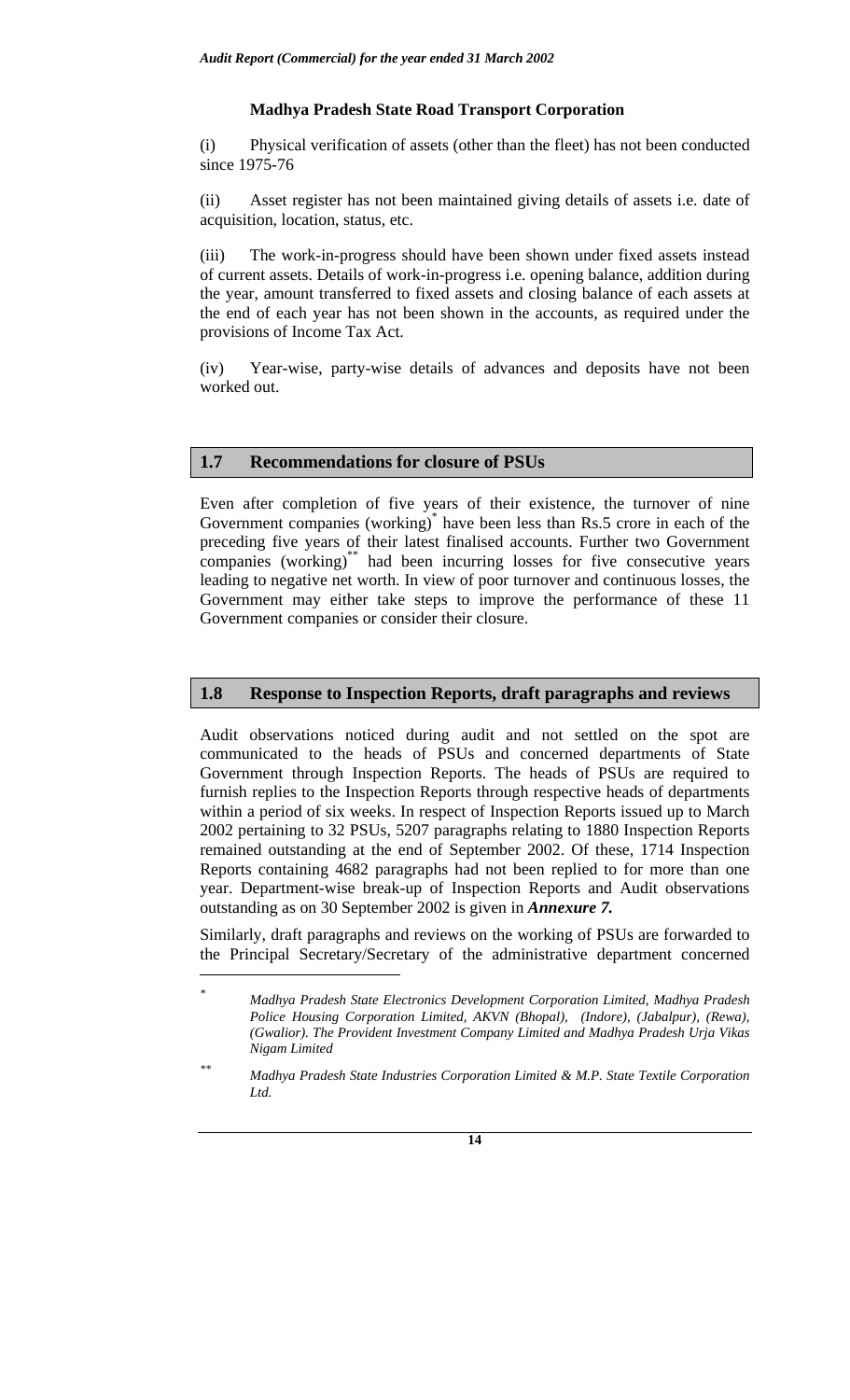**Madhya Pradesh State Road Transport Corporation**

(i) Physical verification of assets (other than the fleet) has not been conducted since 1975-76

(ii) Asset register has not been maintained giving details of assets i.e. date of acquisition, location, status, etc.

(iii) The work-in-progress should have been shown under fixed assets instead of current assets. Details of work-in-progress i.e. opening balance, addition during the year, amount transferred to fixed assets and closing balance of each assets at the end of each year has not been shown in the accounts, as required under the provisions of Income Tax Act.

(iv) Year-wise, party-wise details of advances and deposits have not been worked out.

## 1.7 Recommendations for closure of PSUs

Even after completion of five years of their existence, the turnover of nine Government companies (working)* have been less than Rs.5 crore in each of the preceding five years of their latest finalised accounts. Further two Government companies (working)** had been incurring losses for five consecutive years leading to negative net worth. In view of poor turnover and continuous losses, the Government may either take steps to improve the performance of these 11 Government companies or consider their closure.

## 1.8 Response to Inspection Reports, draft paragraphs and reviews

Audit observations noticed during audit and not settled on the spot are communicated to the heads of PSUs and concerned departments of State Government through Inspection Reports. The heads of PSUs are required to furnish replies to the Inspection Reports through respective heads of departments within a period of six weeks. In respect of Inspection Reports issued up to March 2002 pertaining to 32 PSUs, 5207 paragraphs relating to 1880 Inspection Reports remained outstanding at the end of September 2002. Of these, 1714 Inspection Reports containing 4682 paragraphs had not been replied to for more than one year. Department-wise break-up of Inspection Reports and Audit observations outstanding as on 30 September 2002 is given in ***Annexure 7.***

Similarly, draft paragraphs and reviews on the working of PSUs are forwarded to the Principal Secretary/Secretary of the administrative department concerned

---

\* *Madhya Pradesh State Electronics Development Corporation Limited, Madhya Pradesh Police Housing Corporation Limited, AKVN (Bhopal), (Indore), (Jabalpur), (Rewa), (Gwalior). The Provident Investment Company Limited and Madhya Pradesh Urja Vikas Nigam Limited*

\*\* *Madhya Pradesh State Industries Corporation Limited & M.P. State Textile Corporation Ltd.*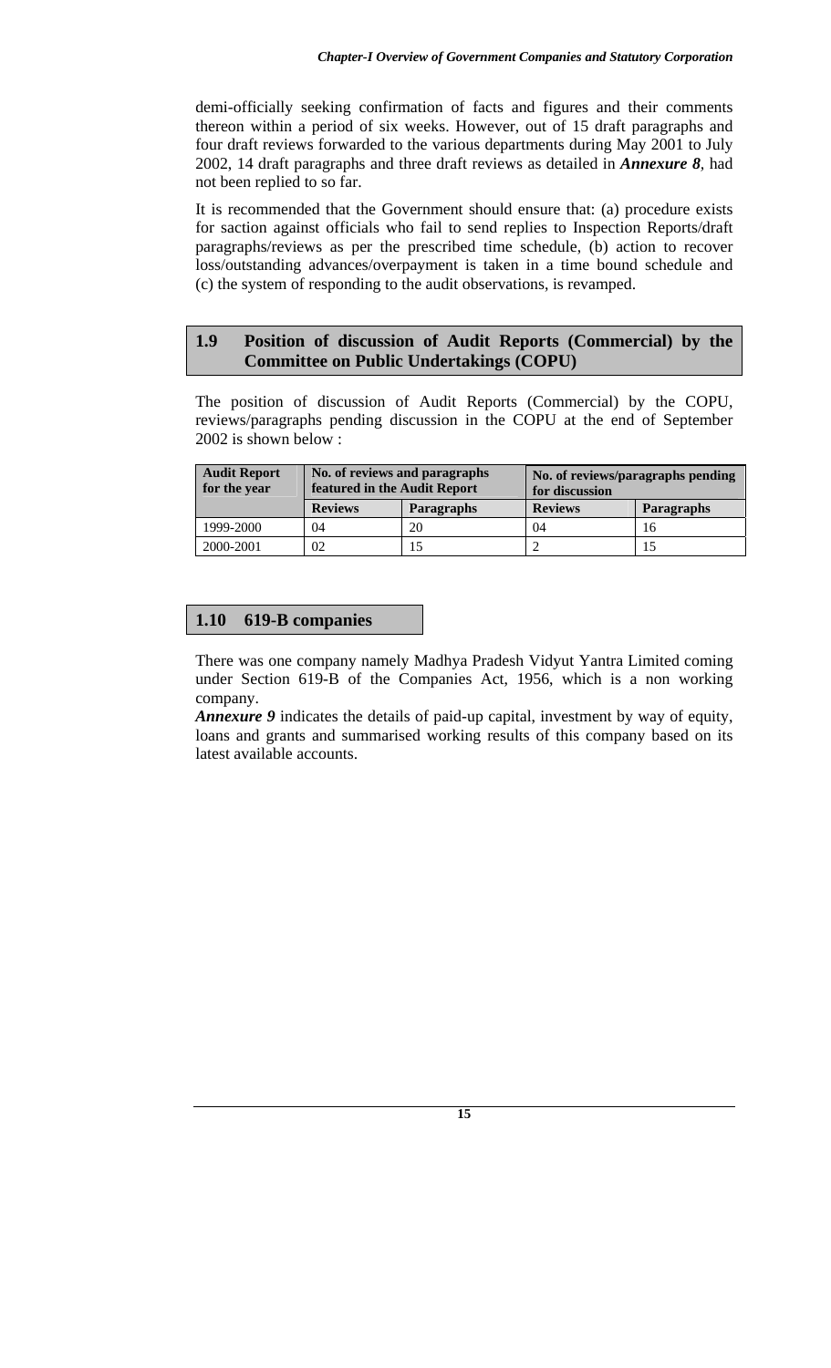demi-officially seeking confirmation of facts and figures and their comments thereon within a period of six weeks. However, out of 15 draft paragraphs and four draft reviews forwarded to the various departments during May 2001 to July 2002, 14 draft paragraphs and three draft reviews as detailed in ***Annexure 8***, had not been replied to so far.

It is recommended that the Government should ensure that: (a) procedure exists for saction against officials who fail to send replies to Inspection Reports/draft paragraphs/reviews as per the prescribed time schedule, (b) action to recover loss/outstanding advances/overpayment is taken in a time bound schedule and (c) the system of responding to the audit observations, is revamped.

## 1.9 Position of discussion of Audit Reports (Commercial) by the Committee on Public Undertakings (COPU)

The position of discussion of Audit Reports (Commercial) by the COPU, reviews/paragraphs pending discussion in the COPU at the end of September 2002 is shown below :

| Audit Report for the year | No. of reviews and paragraphs featured in the Audit Report | | No. of reviews/paragraphs pending for discussion | |
|---|---|---|---|---|
| | Reviews | Paragraphs | Reviews | Paragraphs |
| 1999-2000 | 04 | 20 | 04 | 16 |
| 2000-2001 | 02 | 15 | 2 | 15 |

## 1.10 619-B companies

There was one company namely Madhya Pradesh Vidyut Yantra Limited coming under Section 619-B of the Companies Act, 1956, which is a non working company.

***Annexure 9*** indicates the details of paid-up capital, investment by way of equity, loans and grants and summarised working results of this company based on its latest available accounts.